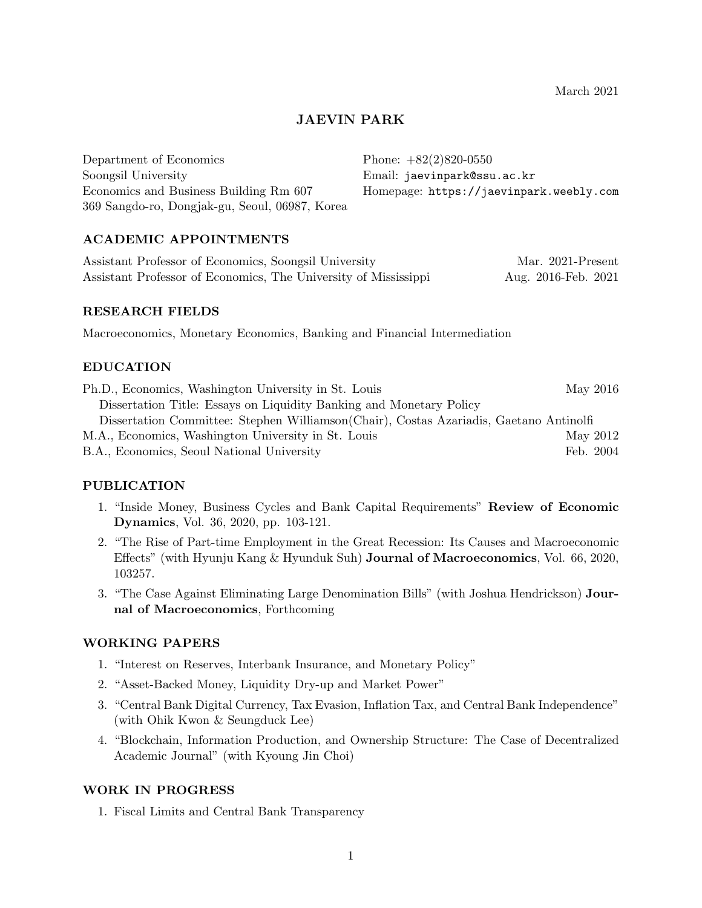March 2021

# JAEVIN PARK

Department of Economics
Soongsil University
Economics and Business Building Rm 607
369 Sangdo-ro, Dongjak-gu, Seoul, 06987, Korea

Phone: +82(2)820-0550
Email: jaevinpark@ssu.ac.kr
Homepage: https://jaevinpark.weebly.com

## ACADEMIC APPOINTMENTS

Assistant Professor of Economics, Soongsil University — Mar. 2021-Present
Assistant Professor of Economics, The University of Mississippi — Aug. 2016-Feb. 2021

## RESEARCH FIELDS

Macroeconomics, Monetary Economics, Banking and Financial Intermediation

## EDUCATION

Ph.D., Economics, Washington University in St. Louis — May 2016
  Dissertation Title: Essays on Liquidity Banking and Monetary Policy
  Dissertation Committee: Stephen Williamson(Chair), Costas Azariadis, Gaetano Antinolfi
M.A., Economics, Washington University in St. Louis — May 2012
B.A., Economics, Seoul National University — Feb. 2004

## PUBLICATION

1. "Inside Money, Business Cycles and Bank Capital Requirements" **Review of Economic Dynamics**, Vol. 36, 2020, pp. 103-121.
2. "The Rise of Part-time Employment in the Great Recession: Its Causes and Macroeconomic Effects" (with Hyunju Kang & Hyunduk Suh) **Journal of Macroeconomics**, Vol. 66, 2020, 103257.
3. "The Case Against Eliminating Large Denomination Bills" (with Joshua Hendrickson) **Journal of Macroeconomics**, Forthcoming

## WORKING PAPERS

1. "Interest on Reserves, Interbank Insurance, and Monetary Policy"
2. "Asset-Backed Money, Liquidity Dry-up and Market Power"
3. "Central Bank Digital Currency, Tax Evasion, Inflation Tax, and Central Bank Independence" (with Ohik Kwon & Seungduck Lee)
4. "Blockchain, Information Production, and Ownership Structure: The Case of Decentralized Academic Journal" (with Kyoung Jin Choi)

## WORK IN PROGRESS

1. Fiscal Limits and Central Bank Transparency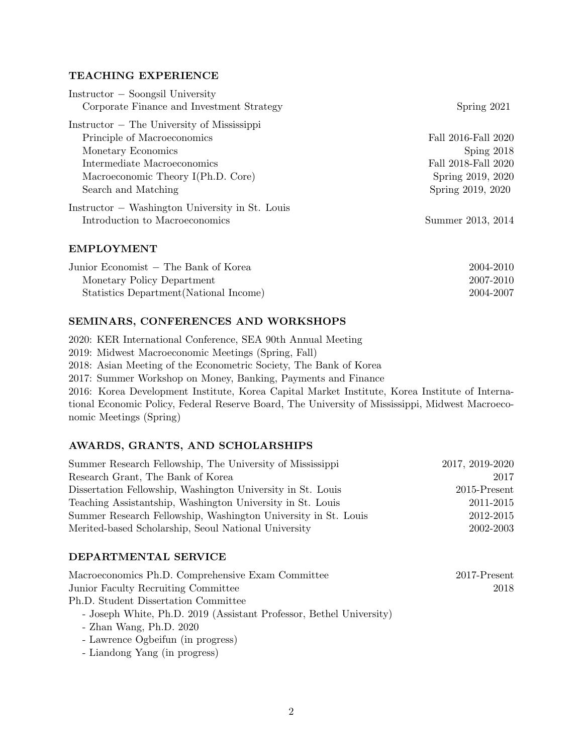## TEACHING EXPERIENCE

| | |
|---|---|
| Instructor – Soongsil University | |
| Corporate Finance and Investment Strategy | Spring 2021 |
| Instructor – The University of Mississippi | |
| Principle of Macroeconomics | Fall 2016-Fall 2020 |
| Monetary Economics | Sping 2018 |
| Intermediate Macroeconomics | Fall 2018-Fall 2020 |
| Macroeconomic Theory I(Ph.D. Core) | Spring 2019, 2020 |
| Search and Matching | Spring 2019, 2020 |
| Instructor – Washington University in St. Louis | |
| Introduction to Macroeconomics | Summer 2013, 2014 |

## EMPLOYMENT

| | |
|---|---|
| Junior Economist – The Bank of Korea | 2004-2010 |
| Monetary Policy Department | 2007-2010 |
| Statistics Department(National Income) | 2004-2007 |

## SEMINARS, CONFERENCES AND WORKSHOPS

2020: KER International Conference, SEA 90th Annual Meeting
2019: Midwest Macroeconomic Meetings (Spring, Fall)
2018: Asian Meeting of the Econometric Society, The Bank of Korea
2017: Summer Workshop on Money, Banking, Payments and Finance
2016: Korea Development Institute, Korea Capital Market Institute, Korea Institute of International Economic Policy, Federal Reserve Board, The University of Mississippi, Midwest Macroeconomic Meetings (Spring)

## AWARDS, GRANTS, AND SCHOLARSHIPS

| | |
|---|---|
| Summer Research Fellowship, The University of Mississippi | 2017, 2019-2020 |
| Research Grant, The Bank of Korea | 2017 |
| Dissertation Fellowship, Washington University in St. Louis | 2015-Present |
| Teaching Assistantship, Washington University in St. Louis | 2011-2015 |
| Summer Research Fellowship, Washington University in St. Louis | 2012-2015 |
| Merited-based Scholarship, Seoul National University | 2002-2003 |

## DEPARTMENTAL SERVICE

| | |
|---|---|
| Macroeconomics Ph.D. Comprehensive Exam Committee | 2017-Present |
| Junior Faculty Recruiting Committee | 2018 |

Ph.D. Student Dissertation Committee
- Joseph White, Ph.D. 2019 (Assistant Professor, Bethel University)
- Zhan Wang, Ph.D. 2020
- Lawrence Ogbeifun (in progress)
- Liandong Yang (in progress)